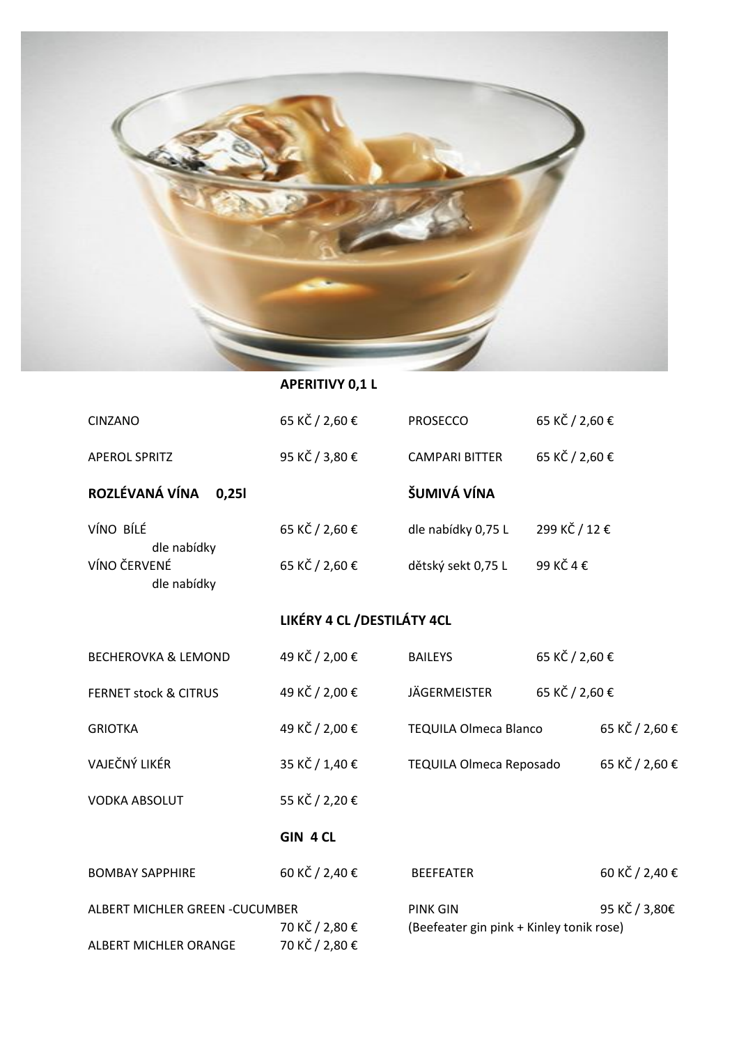## APERITIVY 0,1 L

| | | | |
|---|---|---|---|
| CINZANO | 65 KČ / 2,60 € | PROSECCO | 65 KČ / 2,60 € |
| APEROL SPRITZ | 95 KČ / 3,80 € | CAMPARI BITTER | 65 KČ / 2,60 € |

| **ROZLÉVANÁ VÍNA 0,25l** | | **ŠUMIVÁ VÍNA** | |
|---|---|---|---|
| VÍNO BÍLÉ dle nabídky | 65 KČ / 2,60 € | dle nabídky 0,75 L | 299 KČ / 12 € |
| VÍNO ČERVENÉ dle nabídky | 65 KČ / 2,60 € | dětský sekt 0,75 L | 99 KČ 4 € |

## LIKÉRY 4 CL /DESTILÁTY 4CL

| | | | |
|---|---|---|---|
| BECHEROVKA & LEMOND | 49 KČ / 2,00 € | BAILEYS | 65 KČ / 2,60 € |
| FERNET stock & CITRUS | 49 KČ / 2,00 € | JÄGERMEISTER | 65 KČ / 2,60 € |
| GRIOTKA | 49 KČ / 2,00 € | TEQUILA Olmeca Blanco | 65 KČ / 2,60 € |
| VAJEČNÝ LIKÉR | 35 KČ / 1,40 € | TEQUILA Olmeca Reposado | 65 KČ / 2,60 € |
| VODKA ABSOLUT | 55 KČ / 2,20 € | | |

## GIN 4 CL

| | | | |
|---|---|---|---|
| BOMBAY SAPPHIRE | 60 KČ / 2,40 € | BEEFEATER | 60 KČ / 2,40 € |
| ALBERT MICHLER GREEN -CUCUMBER | 70 KČ / 2,80 € | PINK GIN (Beefeater gin pink + Kinley tonik rose) | 95 KČ / 3,80€ |
| ALBERT MICHLER ORANGE | 70 KČ / 2,80 € | | |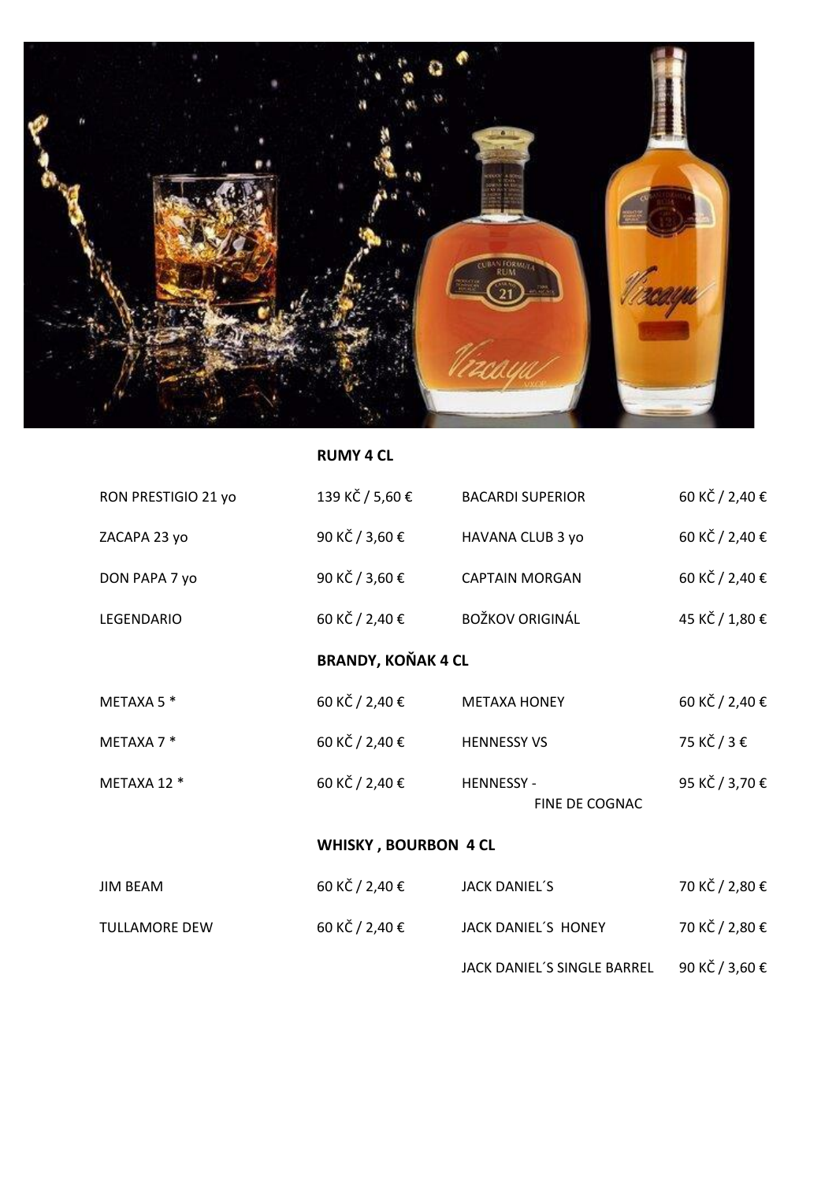## RUMY 4 CL

| | | | |
|---|---|---|---|
| RON PRESTIGIO 21 yo | 139 KČ / 5,60 € | BACARDI SUPERIOR | 60 KČ / 2,40 € |
| ZACAPA 23 yo | 90 KČ / 3,60 € | HAVANA CLUB 3 yo | 60 KČ / 2,40 € |
| DON PAPA 7 yo | 90 KČ / 3,60 € | CAPTAIN MORGAN | 60 KČ / 2,40 € |
| LEGENDARIO | 60 KČ / 2,40 € | BOŽKOV ORIGINÁL | 45 KČ / 1,80 € |

## BRANDY, KOŇAK 4 CL

| | | | |
|---|---|---|---|
| METAXA 5 * | 60 KČ / 2,40 € | METAXA HONEY | 60 KČ / 2,40 € |
| METAXA 7 * | 60 KČ / 2,40 € | HENNESSY VS | 75 KČ / 3 € |
| METAXA 12 * | 60 KČ / 2,40 € | HENNESSY - FINE DE COGNAC | 95 KČ / 3,70 € |

## WHISKY , BOURBON 4 CL

| | | | |
|---|---|---|---|
| JIM BEAM | 60 KČ / 2,40 € | JACK DANIEL´S | 70 KČ / 2,80 € |
| TULLAMORE DEW | 60 KČ / 2,40 € | JACK DANIEL´S HONEY | 70 KČ / 2,80 € |
| | | JACK DANIEL´S SINGLE BARREL | 90 KČ / 3,60 € |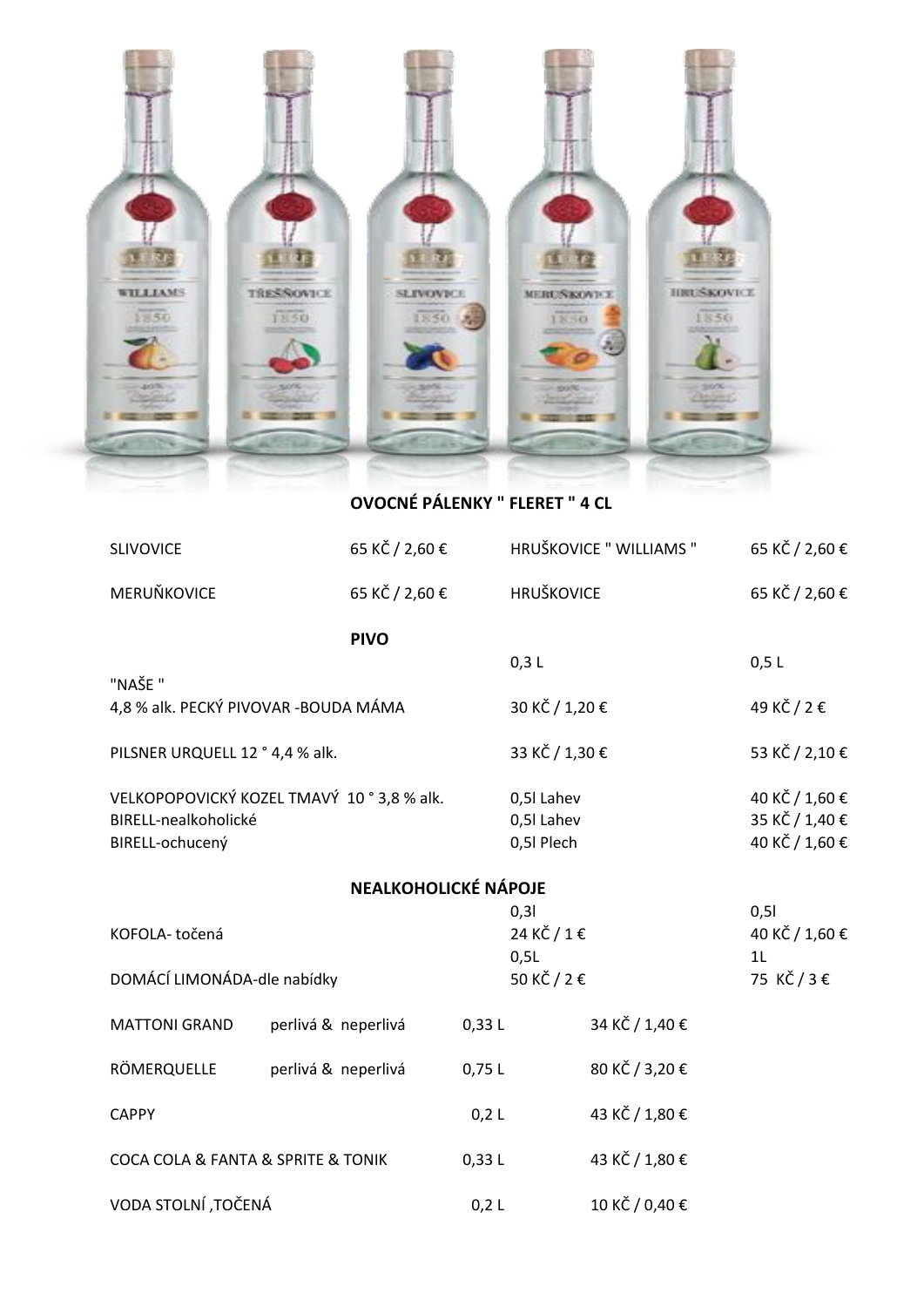## OVOCNÉ PÁLENKY " FLERET " 4 CL

| | | | |
|---|---|---|---|
| SLIVOVICE | 65 KČ / 2,60 € | HRUŠKOVICE " WILLIAMS " | 65 KČ / 2,60 € |
| MERUŇKOVICE | 65 KČ / 2,60 € | HRUŠKOVICE | 65 KČ / 2,60 € |

## PIVO

| | 0,3 L | 0,5 L |
|---|---|---|
| "NAŠE " 4,8 % alk. PECKÝ PIVOVAR -BOUDA MÁMA | 30 KČ / 1,20 € | 49 KČ / 2 € |
| PILSNER URQUELL 12 ° 4,4 % alk. | 33 KČ / 1,30 € | 53 KČ / 2,10 € |
| VELKOPOPOVICKÝ KOZEL TMAVÝ 10 ° 3,8 % alk. | 0,5l Lahev | 40 KČ / 1,60 € |
| BIRELL-nealkoholické | 0,5l Lahev | 35 KČ / 1,40 € |
| BIRELL-ochucený | 0,5l Plech | 40 KČ / 1,60 € |

## NEALKOHOLICKÉ NÁPOJE

| | 0,3l | 0,5l |
|---|---|---|
| KOFOLA- točená | 24 KČ / 1 € | 40 KČ / 1,60 € |
| | 0,5L | 1L |
| DOMÁCÍ LIMONÁDA-dle nabídky | 50 KČ / 2 € | 75 KČ / 3 € |

| | | | |
|---|---|---|---|
| MATTONI GRAND | perlivá & neperlivá | 0,33 L | 34 KČ / 1,40 € |
| RÖMERQUELLE | perlivá & neperlivá | 0,75 L | 80 KČ / 3,20 € |
| CAPPY | | 0,2 L | 43 KČ / 1,80 € |
| COCA COLA & FANTA & SPRITE & TONIK | | 0,33 L | 43 KČ / 1,80 € |
| VODA STOLNÍ ,TOČENÁ | | 0,2 L | 10 KČ / 0,40 € |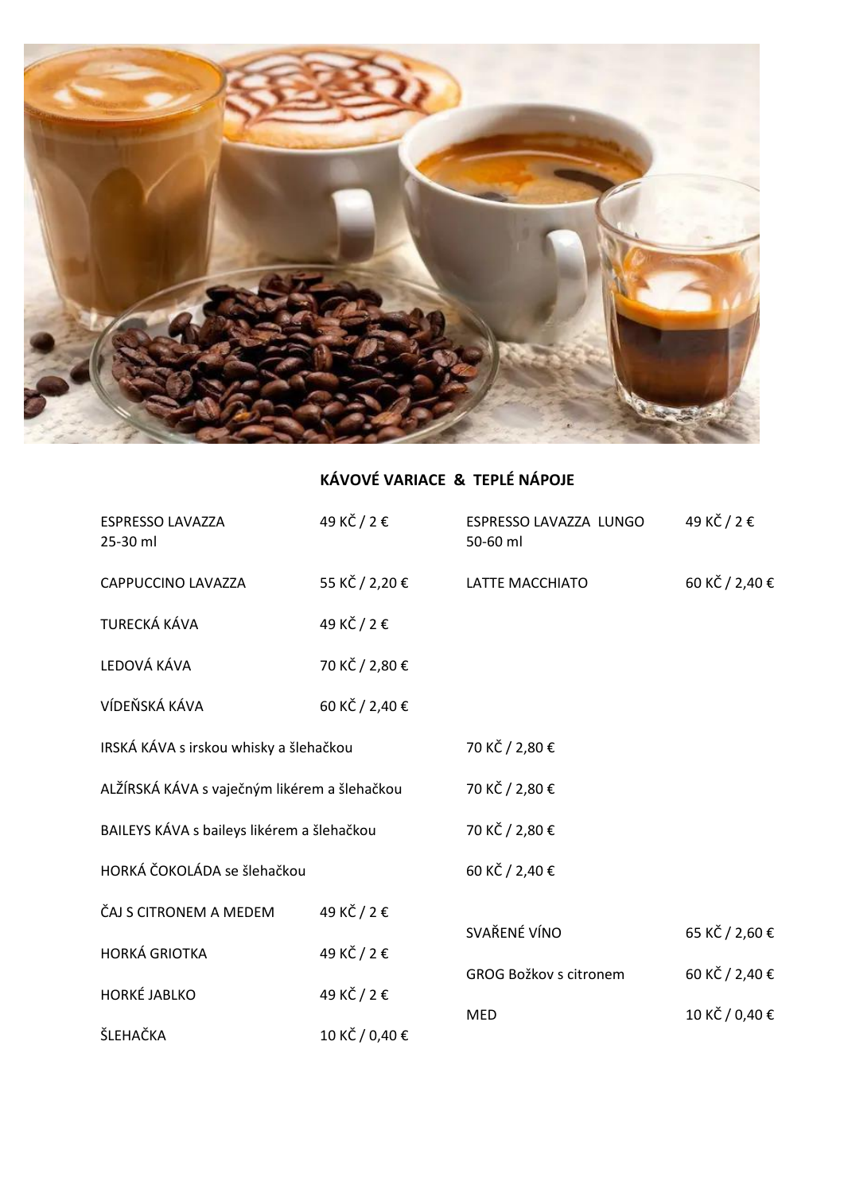## KÁVOVÉ VARIACE & TEPLÉ NÁPOJE

| | | | |
|---|---|---|---|
| ESPRESSO LAVAZZA 25-30 ml | 49 KČ / 2 € | ESPRESSO LAVAZZA LUNGO 50-60 ml | 49 KČ / 2 € |
| CAPPUCCINO LAVAZZA | 55 KČ / 2,20 € | LATTE MACCHIATO | 60 KČ / 2,40 € |
| TURECKÁ KÁVA | 49 KČ / 2 € | | |
| LEDOVÁ KÁVA | 70 KČ / 2,80 € | | |
| VÍDEŇSKÁ KÁVA | 60 KČ / 2,40 € | | |

| | |
|---|---|
| IRSKÁ KÁVA s irskou whisky a šlehačkou | 70 KČ / 2,80 € |
| ALŽÍRSKÁ KÁVA s vaječným likérem a šlehačkou | 70 KČ / 2,80 € |
| BAILEYS KÁVA s baileys likérem a šlehačkou | 70 KČ / 2,80 € |
| HORKÁ ČOKOLÁDA se šlehačkou | 60 KČ / 2,40 € |

| | | | |
|---|---|---|---|
| ČAJ S CITRONEM A MEDEM | 49 KČ / 2 € | SVAŘENÉ VÍNO | 65 KČ / 2,60 € |
| HORKÁ GRIOTKA | 49 KČ / 2 € | GROG Božkov s citronem | 60 KČ / 2,40 € |
| HORKÉ JABLKO | 49 KČ / 2 € | MED | 10 KČ / 0,40 € |
| ŠLEHAČKA | 10 KČ / 0,40 € | | |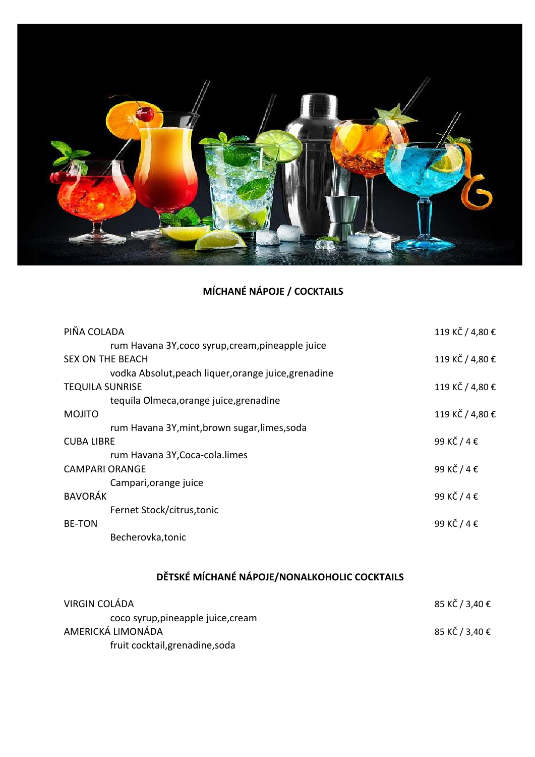## MÍCHANÉ NÁPOJE / COCKTAILS

PIŇA COLADA — 119 KČ / 4,80 €
rum Havana 3Y,coco syrup,cream,pineapple juice

SEX ON THE BEACH — 119 KČ / 4,80 €
vodka Absolut,peach liquer,orange juice,grenadine

TEQUILA SUNRISE — 119 KČ / 4,80 €
tequila Olmeca,orange juice,grenadine

MOJITO — 119 KČ / 4,80 €
rum Havana 3Y,mint,brown sugar,limes,soda

CUBA LIBRE — 99 KČ / 4 €
rum Havana 3Y,Coca-cola.limes

CAMPARI ORANGE — 99 KČ / 4 €
Campari,orange juice

BAVORÁK — 99 KČ / 4 €
Fernet Stock/citrus,tonic

BE-TON — 99 KČ / 4 €
Becherovka,tonic

## DĚTSKÉ MÍCHANÉ NÁPOJE/NONALKOHOLIC COCKTAILS

VIRGIN COLÁDA — 85 KČ / 3,40 €
coco syrup,pineapple juice,cream

AMERICKÁ LIMONÁDA — 85 KČ / 3,40 €
fruit cocktail,grenadine,soda